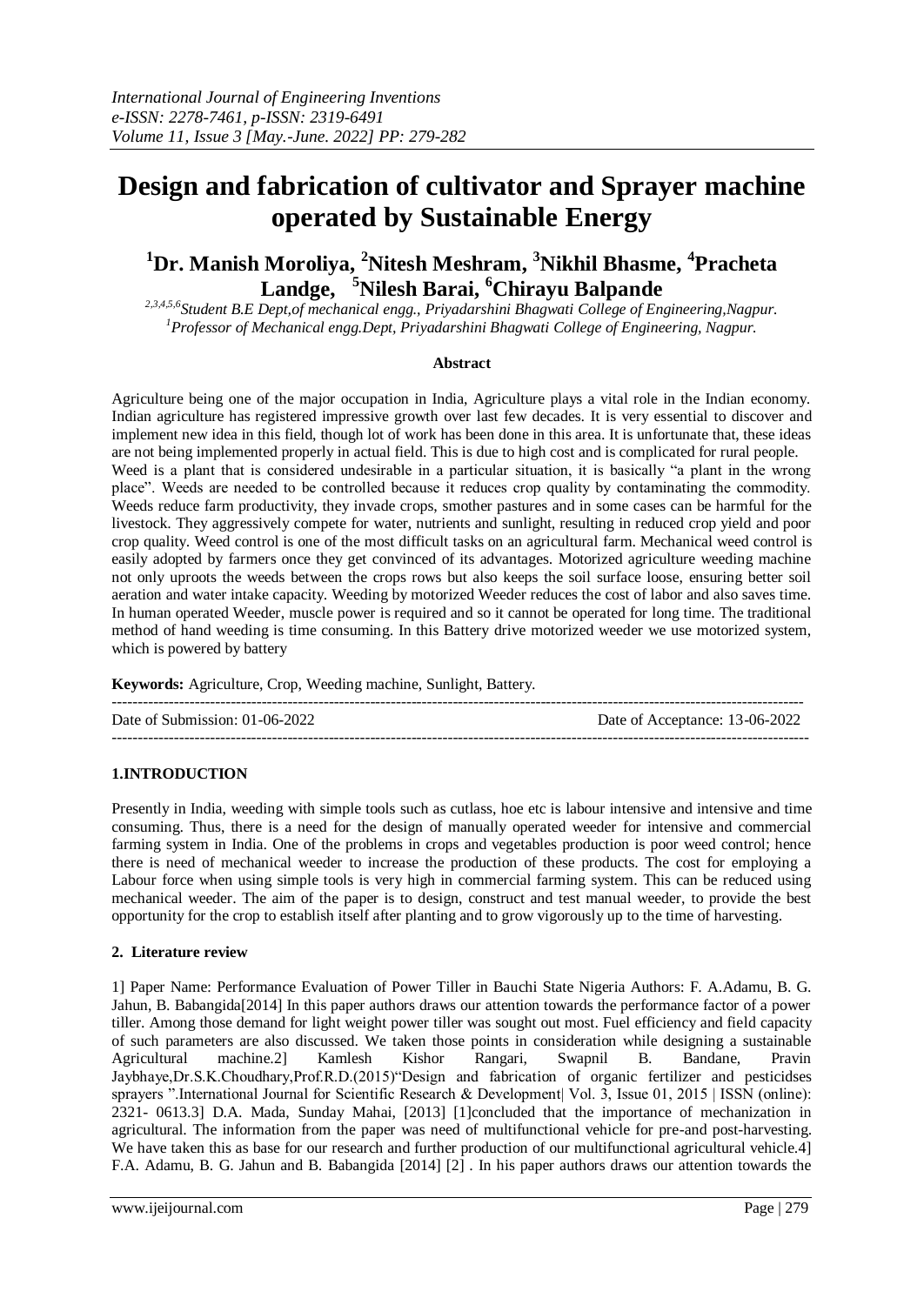# Design and fabrication of cultivator and Sprayer machine operated by Sustainable Energy

**[1]Dr. Manish Moroliya, [2]Nitesh Meshram, [3]Nikhil Bhasme, [4]Pracheta Landge, [5]Nilesh Barai, [6]Chirayu Balpande**

*[2,3,4,5,6]Student B.E Dept,of mechanical engg., Priyadarshini Bhagwati College of Engineering,Nagpur.*
*[1]Professor of Mechanical engg.Dept, Priyadarshini Bhagwati College of Engineering, Nagpur.*

### Abstract

Agriculture being one of the major occupation in India, Agriculture plays a vital role in the Indian economy. Indian agriculture has registered impressive growth over last few decades. It is very essential to discover and implement new idea in this field, though lot of work has been done in this area. It is unfortunate that, these ideas are not being implemented properly in actual field. This is due to high cost and is complicated for rural people. Weed is a plant that is considered undesirable in a particular situation, it is basically "a plant in the wrong place". Weeds are needed to be controlled because it reduces crop quality by contaminating the commodity. Weeds reduce farm productivity, they invade crops, smother pastures and in some cases can be harmful for the livestock. They aggressively compete for water, nutrients and sunlight, resulting in reduced crop yield and poor crop quality. Weed control is one of the most difficult tasks on an agricultural farm. Mechanical weed control is easily adopted by farmers once they get convinced of its advantages. Motorized agriculture weeding machine not only uproots the weeds between the crops rows but also keeps the soil surface loose, ensuring better soil aeration and water intake capacity. Weeding by motorized Weeder reduces the cost of labor and also saves time. In human operated Weeder, muscle power is required and so it cannot be operated for long time. The traditional method of hand weeding is time consuming. In this Battery drive motorized weeder we use motorized system, which is powered by battery

**Keywords:** Agriculture, Crop, Weeding machine, Sunlight, Battery.

---

Date of Submission: 01-06-2022 Date of Acceptance: 13-06-2022

---

## 1.INTRODUCTION

Presently in India, weeding with simple tools such as cutlass, hoe etc is labour intensive and intensive and time consuming. Thus, there is a need for the design of manually operated weeder for intensive and commercial farming system in India. One of the problems in crops and vegetables production is poor weed control; hence there is need of mechanical weeder to increase the production of these products. The cost for employing a Labour force when using simple tools is very high in commercial farming system. This can be reduced using mechanical weeder. The aim of the paper is to design, construct and test manual weeder, to provide the best opportunity for the crop to establish itself after planting and to grow vigorously up to the time of harvesting.

## 2. Literature review

1] Paper Name: Performance Evaluation of Power Tiller in Bauchi State Nigeria Authors: F. A.Adamu, B. G. Jahun, B. Babangida[2014] In this paper authors draws our attention towards the performance factor of a power tiller. Among those demand for light weight power tiller was sought out most. Fuel efficiency and field capacity of such parameters are also discussed. We taken those points in consideration while designing a sustainable Agricultural machine.2] Kamlesh Kishor Rangari, Swapnil B. Bandane, Pravin Jaybhaye,Dr.S.K.Choudhary,Prof.R.D.(2015)"Design and fabrication of organic fertilizer and pesticidses sprayers ".International Journal for Scientific Research & Development| Vol. 3, Issue 01, 2015 | ISSN (online): 2321- 0613.3] D.A. Mada, Sunday Mahai, [2013] [1]concluded that the importance of mechanization in agricultural. The information from the paper was need of multifunctional vehicle for pre-and post-harvesting. We have taken this as base for our research and further production of our multifunctional agricultural vehicle.4] F.A. Adamu, B. G. Jahun and B. Babangida [2014] [2] . In his paper authors draws our attention towards the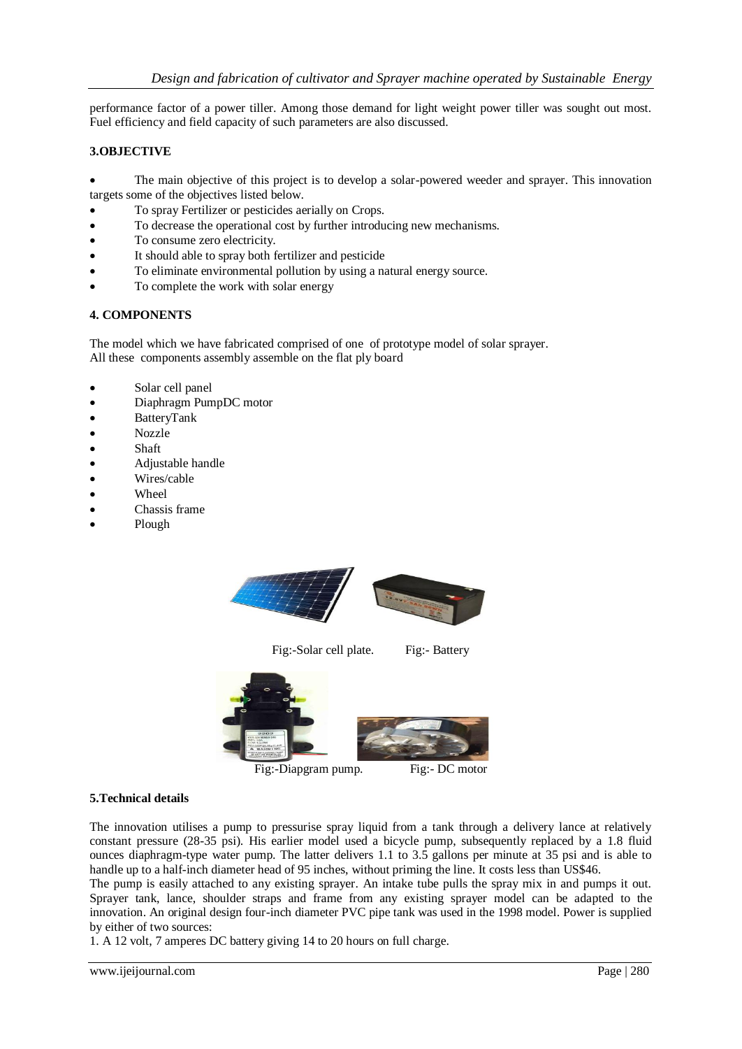performance factor of a power tiller. Among those demand for light weight power tiller was sought out most. Fuel efficiency and field capacity of such parameters are also discussed.

## 3.OBJECTIVE

- The main objective of this project is to develop a solar-powered weeder and sprayer. This innovation targets some of the objectives listed below.
- To spray Fertilizer or pesticides aerially on Crops.
- To decrease the operational cost by further introducing new mechanisms.
- To consume zero electricity.
- It should able to spray both fertilizer and pesticide
- To eliminate environmental pollution by using a natural energy source.
- To complete the work with solar energy

## 4. COMPONENTS

The model which we have fabricated comprised of one of prototype model of solar sprayer.
All these components assembly assemble on the flat ply board

- Solar cell panel
- Diaphragm PumpDC motor
- BatteryTank
- Nozzle
- Shaft
- Adjustable handle
- Wires/cable
- Wheel
- Chassis frame
- Plough

Fig:-Solar cell plate. Fig:- Battery

Fig:-Diapgram pump. Fig:- DC motor

## 5.Technical details

The innovation utilises a pump to pressurise spray liquid from a tank through a delivery lance at relatively constant pressure (28-35 psi). His earlier model used a bicycle pump, subsequently replaced by a 1.8 fluid ounces diaphragm-type water pump. The latter delivers 1.1 to 3.5 gallons per minute at 35 psi and is able to handle up to a half-inch diameter head of 95 inches, without priming the line. It costs less than US$46.

The pump is easily attached to any existing sprayer. An intake tube pulls the spray mix in and pumps it out. Sprayer tank, lance, shoulder straps and frame from any existing sprayer model can be adapted to the innovation. An original design four-inch diameter PVC pipe tank was used in the 1998 model. Power is supplied by either of two sources:

1. A 12 volt, 7 amperes DC battery giving 14 to 20 hours on full charge.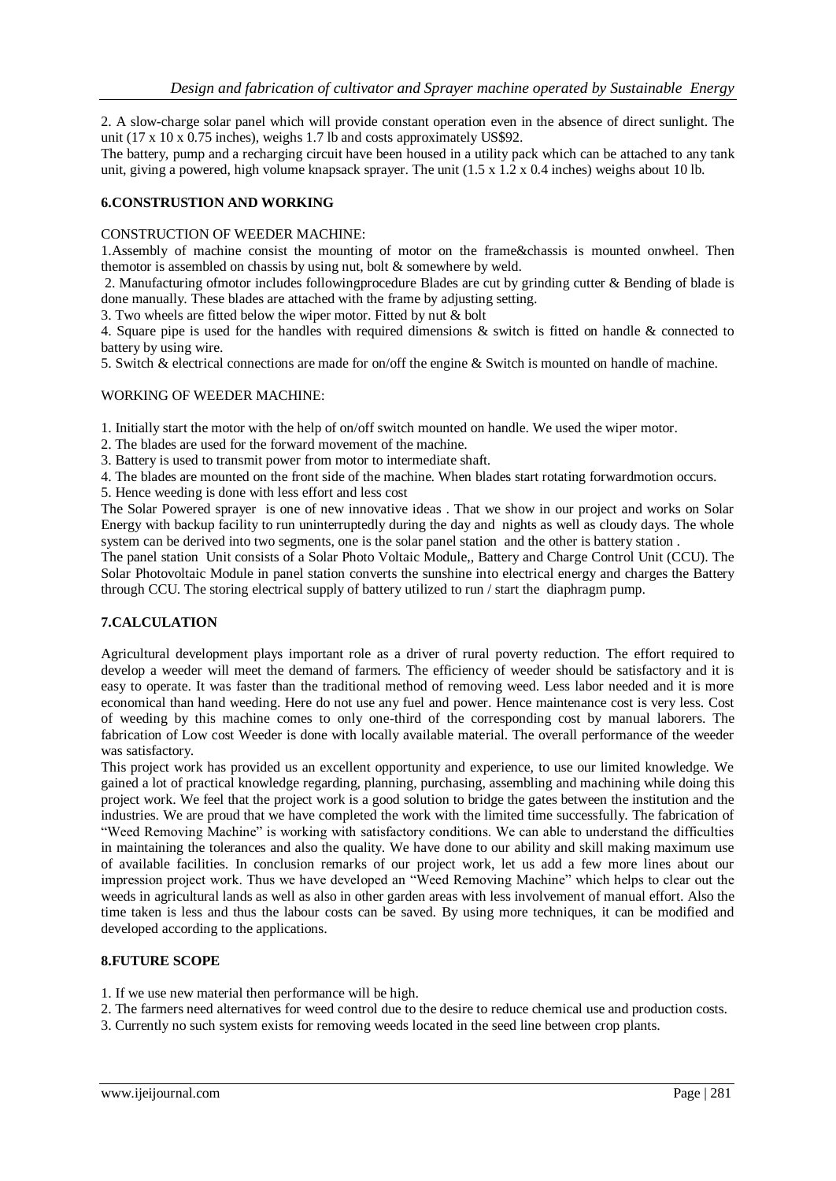2. A slow-charge solar panel which will provide constant operation even in the absence of direct sunlight. The unit (17 x 10 x 0.75 inches), weighs 1.7 lb and costs approximately US$92.

The battery, pump and a recharging circuit have been housed in a utility pack which can be attached to any tank unit, giving a powered, high volume knapsack sprayer. The unit (1.5 x 1.2 x 0.4 inches) weighs about 10 lb.

### 6.CONSTRUSTION AND WORKING

CONSTRUCTION OF WEEDER MACHINE:

1.Assembly of machine consist the mounting of motor on the frame&chassis is mounted onwheel. Then themotor is assembled on chassis by using nut, bolt & somewhere by weld.

2. Manufacturing ofmotor includes followingprocedure Blades are cut by grinding cutter & Bending of blade is done manually. These blades are attached with the frame by adjusting setting.

3. Two wheels are fitted below the wiper motor. Fitted by nut & bolt

4. Square pipe is used for the handles with required dimensions & switch is fitted on handle & connected to battery by using wire.

5. Switch & electrical connections are made for on/off the engine & Switch is mounted on handle of machine.

WORKING OF WEEDER MACHINE:

1. Initially start the motor with the help of on/off switch mounted on handle. We used the wiper motor.
2. The blades are used for the forward movement of the machine.
3. Battery is used to transmit power from motor to intermediate shaft.
4. The blades are mounted on the front side of the machine. When blades start rotating forwardmotion occurs.
5. Hence weeding is done with less effort and less cost

The Solar Powered sprayer is one of new innovative ideas . That we show in our project and works on Solar Energy with backup facility to run uninterruptedly during the day and nights as well as cloudy days. The whole system can be derived into two segments, one is the solar panel station and the other is battery station .

The panel station Unit consists of a Solar Photo Voltaic Module,, Battery and Charge Control Unit (CCU). The Solar Photovoltaic Module in panel station converts the sunshine into electrical energy and charges the Battery through CCU. The storing electrical supply of battery utilized to run / start the diaphragm pump.

### 7.CALCULATION

Agricultural development plays important role as a driver of rural poverty reduction. The effort required to develop a weeder will meet the demand of farmers. The efficiency of weeder should be satisfactory and it is easy to operate. It was faster than the traditional method of removing weed. Less labor needed and it is more economical than hand weeding. Here do not use any fuel and power. Hence maintenance cost is very less. Cost of weeding by this machine comes to only one-third of the corresponding cost by manual laborers. The fabrication of Low cost Weeder is done with locally available material. The overall performance of the weeder was satisfactory.

This project work has provided us an excellent opportunity and experience, to use our limited knowledge. We gained a lot of practical knowledge regarding, planning, purchasing, assembling and machining while doing this project work. We feel that the project work is a good solution to bridge the gates between the institution and the industries. We are proud that we have completed the work with the limited time successfully. The fabrication of "Weed Removing Machine" is working with satisfactory conditions. We can able to understand the difficulties in maintaining the tolerances and also the quality. We have done to our ability and skill making maximum use of available facilities. In conclusion remarks of our project work, let us add a few more lines about our impression project work. Thus we have developed an "Weed Removing Machine" which helps to clear out the weeds in agricultural lands as well as also in other garden areas with less involvement of manual effort. Also the time taken is less and thus the labour costs can be saved. By using more techniques, it can be modified and developed according to the applications.

### 8.FUTURE SCOPE

1. If we use new material then performance will be high.
2. The farmers need alternatives for weed control due to the desire to reduce chemical use and production costs.
3. Currently no such system exists for removing weeds located in the seed line between crop plants.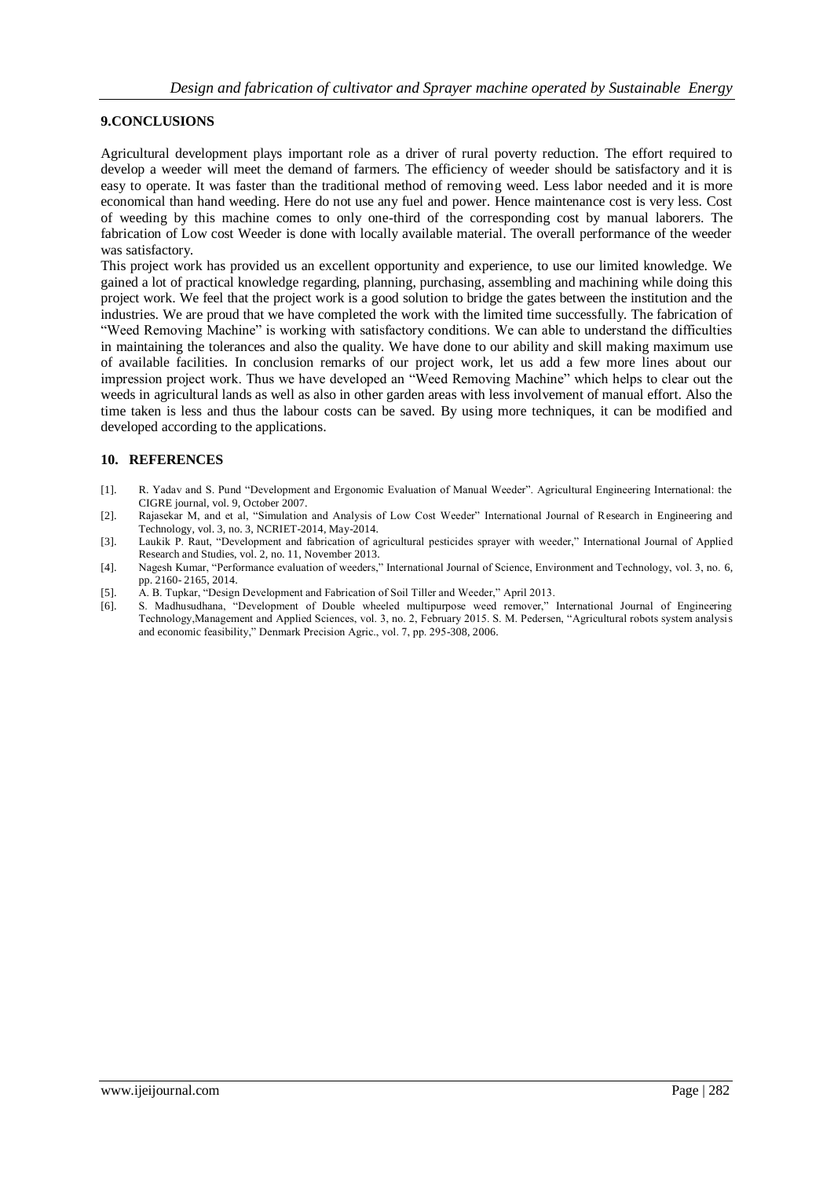## 9.CONCLUSIONS

Agricultural development plays important role as a driver of rural poverty reduction. The effort required to develop a weeder will meet the demand of farmers. The efficiency of weeder should be satisfactory and it is easy to operate. It was faster than the traditional method of removing weed. Less labor needed and it is more economical than hand weeding. Here do not use any fuel and power. Hence maintenance cost is very less. Cost of weeding by this machine comes to only one-third of the corresponding cost by manual laborers. The fabrication of Low cost Weeder is done with locally available material. The overall performance of the weeder was satisfactory.

This project work has provided us an excellent opportunity and experience, to use our limited knowledge. We gained a lot of practical knowledge regarding, planning, purchasing, assembling and machining while doing this project work. We feel that the project work is a good solution to bridge the gates between the institution and the industries. We are proud that we have completed the work with the limited time successfully. The fabrication of "Weed Removing Machine" is working with satisfactory conditions. We can able to understand the difficulties in maintaining the tolerances and also the quality. We have done to our ability and skill making maximum use of available facilities. In conclusion remarks of our project work, let us add a few more lines about our impression project work. Thus we have developed an "Weed Removing Machine" which helps to clear out the weeds in agricultural lands as well as also in other garden areas with less involvement of manual effort. Also the time taken is less and thus the labour costs can be saved. By using more techniques, it can be modified and developed according to the applications.

## 10. REFERENCES

[1]. R. Yadav and S. Pund "Development and Ergonomic Evaluation of Manual Weeder". Agricultural Engineering International: the CIGRE journal, vol. 9, October 2007.

[2]. Rajasekar M, and et al, "Simulation and Analysis of Low Cost Weeder" International Journal of Research in Engineering and Technology, vol. 3, no. 3, NCRIET-2014, May-2014.

[3]. Laukik P. Raut, "Development and fabrication of agricultural pesticides sprayer with weeder," International Journal of Applied Research and Studies, vol. 2, no. 11, November 2013.

[4]. Nagesh Kumar, "Performance evaluation of weeders," International Journal of Science, Environment and Technology, vol. 3, no. 6, pp. 2160- 2165, 2014.

[5]. A. B. Tupkar, "Design Development and Fabrication of Soil Tiller and Weeder," April 2013.

[6]. S. Madhusudhana, "Development of Double wheeled multipurpose weed remover," International Journal of Engineering Technology,Management and Applied Sciences, vol. 3, no. 2, February 2015. S. M. Pedersen, "Agricultural robots system analysis and economic feasibility," Denmark Precision Agric., vol. 7, pp. 295-308, 2006.